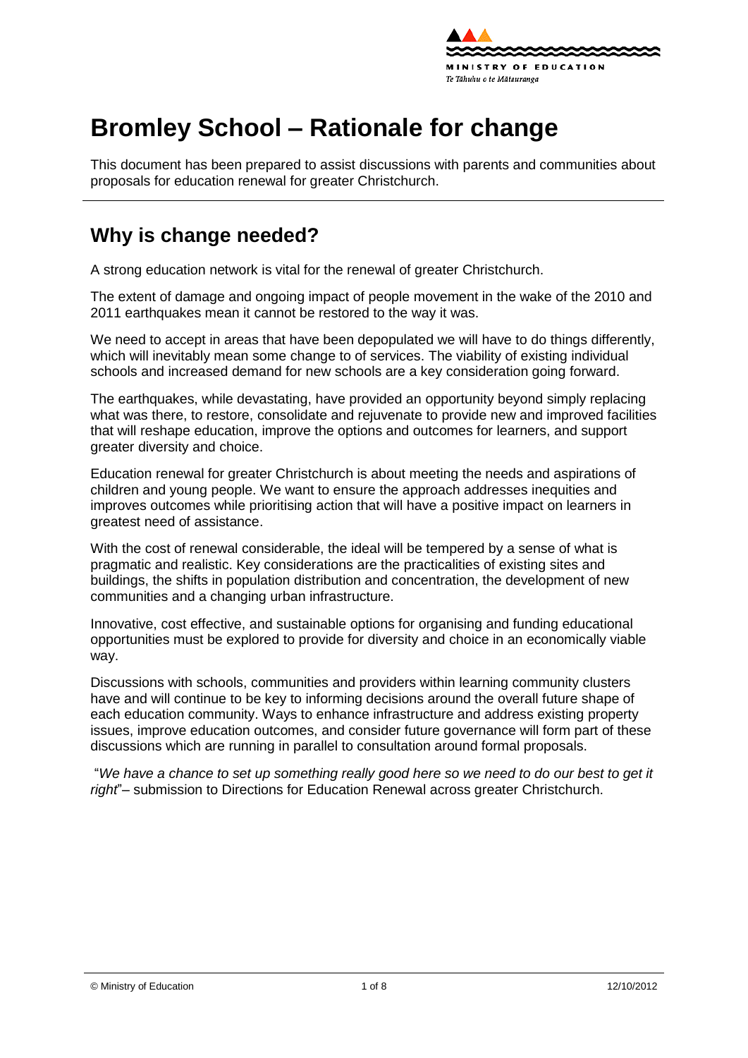# Bromley School – Rationale for change

This document has been prepared to assist discussions with parents and communities about proposals for education renewal for greater Christchurch.

## Why is change needed?

A strong education network is vital for the renewal of greater Christchurch.

The extent of damage and ongoing impact of people movement in the wake of the 2010 and 2011 earthquakes mean it cannot be restored to the way it was.

We need to accept in areas that have been depopulated we will have to do things differently, which will inevitably mean some change to of services. The viability of existing individual schools and increased demand for new schools are a key consideration going forward.

The earthquakes, while devastating, have provided an opportunity beyond simply replacing what was there, to restore, consolidate and rejuvenate to provide new and improved facilities that will reshape education, improve the options and outcomes for learners, and support greater diversity and choice.

Education renewal for greater Christchurch is about meeting the needs and aspirations of children and young people. We want to ensure the approach addresses inequities and improves outcomes while prioritising action that will have a positive impact on learners in greatest need of assistance.

With the cost of renewal considerable, the ideal will be tempered by a sense of what is pragmatic and realistic. Key considerations are the practicalities of existing sites and buildings, the shifts in population distribution and concentration, the development of new communities and a changing urban infrastructure.

Innovative, cost effective, and sustainable options for organising and funding educational opportunities must be explored to provide for diversity and choice in an economically viable way.

Discussions with schools, communities and providers within learning community clusters have and will continue to be key to informing decisions around the overall future shape of each education community. Ways to enhance infrastructure and address existing property issues, improve education outcomes, and consider future governance will form part of these discussions which are running in parallel to consultation around formal proposals.

"*We have a chance to set up something really good here so we need to do our best to get it right*"– submission to Directions for Education Renewal across greater Christchurch.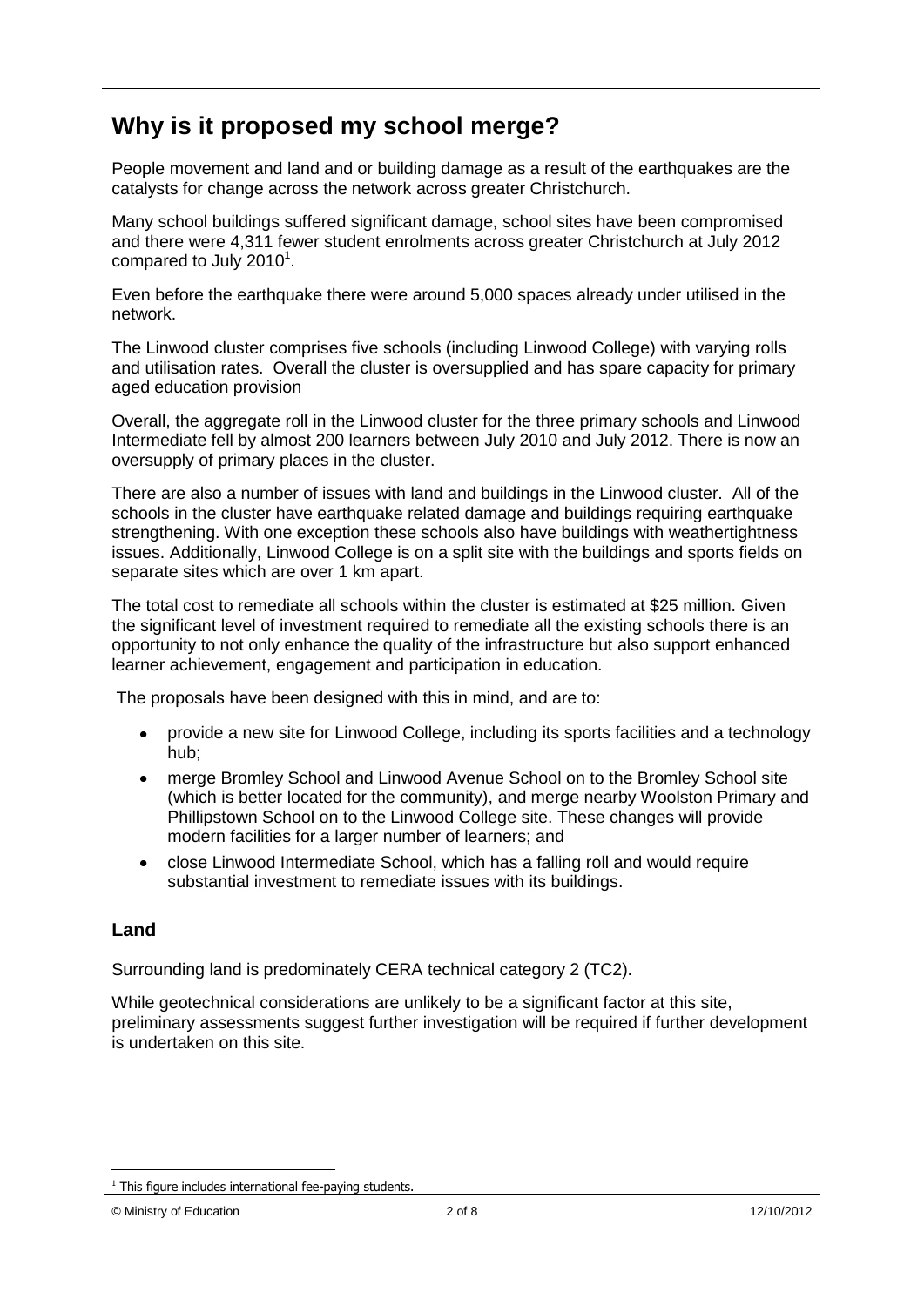## Why is it proposed my school merge?

People movement and land and or building damage as a result of the earthquakes are the catalysts for change across the network across greater Christchurch.

Many school buildings suffered significant damage, school sites have been compromised and there were 4,311 fewer student enrolments across greater Christchurch at July 2012 compared to July 2010[1].

Even before the earthquake there were around 5,000 spaces already under utilised in the network.

The Linwood cluster comprises five schools (including Linwood College) with varying rolls and utilisation rates. Overall the cluster is oversupplied and has spare capacity for primary aged education provision

Overall, the aggregate roll in the Linwood cluster for the three primary schools and Linwood Intermediate fell by almost 200 learners between July 2010 and July 2012. There is now an oversupply of primary places in the cluster.

There are also a number of issues with land and buildings in the Linwood cluster. All of the schools in the cluster have earthquake related damage and buildings requiring earthquake strengthening. With one exception these schools also have buildings with weathertightness issues. Additionally, Linwood College is on a split site with the buildings and sports fields on separate sites which are over 1 km apart.

The total cost to remediate all schools within the cluster is estimated at $25 million. Given the significant level of investment required to remediate all the existing schools there is an opportunity to not only enhance the quality of the infrastructure but also support enhanced learner achievement, engagement and participation in education.

The proposals have been designed with this in mind, and are to:

- provide a new site for Linwood College, including its sports facilities and a technology hub;
- merge Bromley School and Linwood Avenue School on to the Bromley School site (which is better located for the community), and merge nearby Woolston Primary and Phillipstown School on to the Linwood College site. These changes will provide modern facilities for a larger number of learners; and
- close Linwood Intermediate School, which has a falling roll and would require substantial investment to remediate issues with its buildings.

### Land

Surrounding land is predominately CERA technical category 2 (TC2).

While geotechnical considerations are unlikely to be a significant factor at this site, preliminary assessments suggest further investigation will be required if further development is undertaken on this site.

[1] This figure includes international fee-paying students.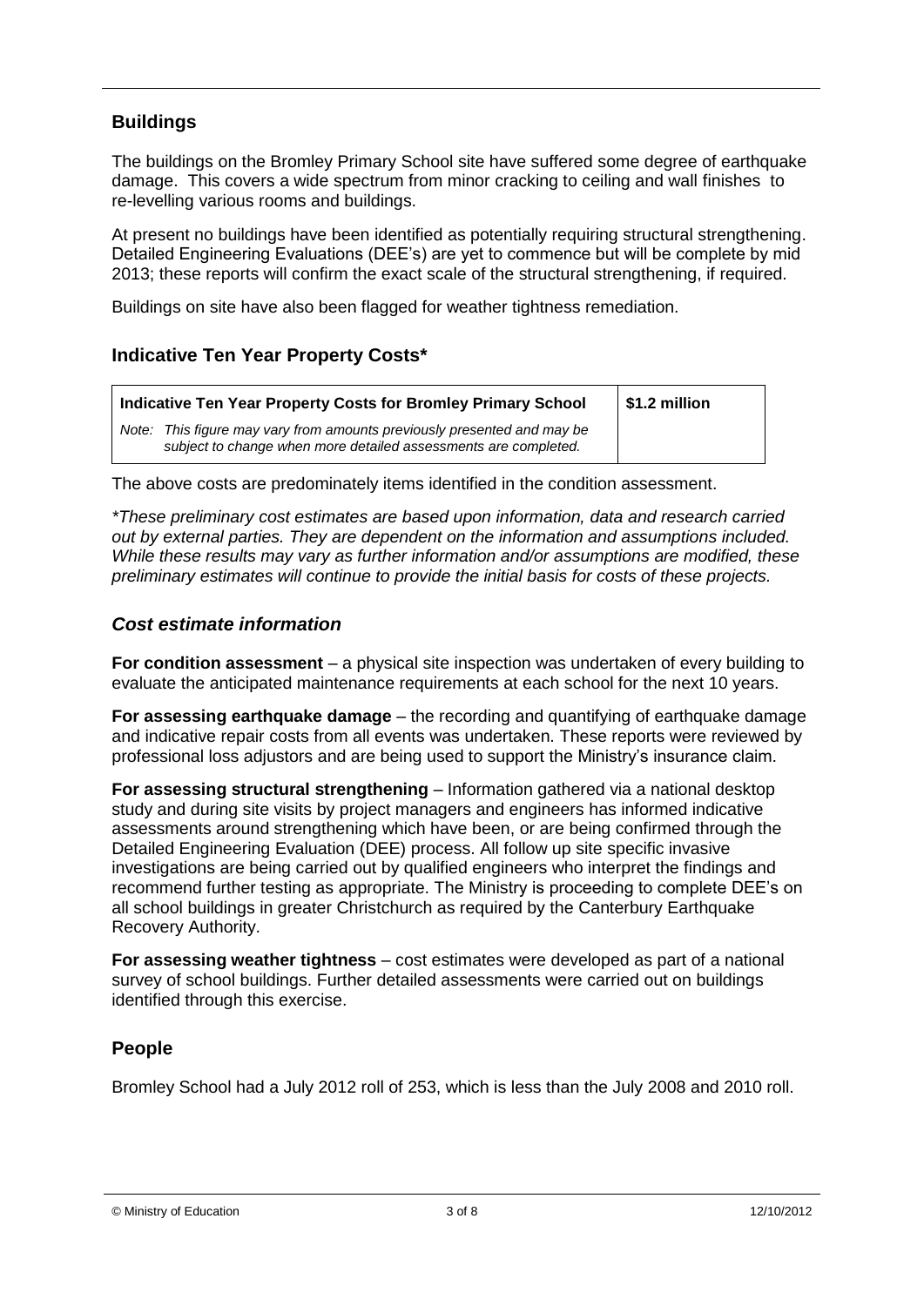## Buildings

The buildings on the Bromley Primary School site have suffered some degree of earthquake damage. This covers a wide spectrum from minor cracking to ceiling and wall finishes to re-levelling various rooms and buildings.

At present no buildings have been identified as potentially requiring structural strengthening. Detailed Engineering Evaluations (DEE's) are yet to commence but will be complete by mid 2013; these reports will confirm the exact scale of the structural strengthening, if required.

Buildings on site have also been flagged for weather tightness remediation.

## Indicative Ten Year Property Costs*

| **Indicative Ten Year Property Costs for Bromley Primary School**<br>*Note: This figure may vary from amounts previously presented and may be subject to change when more detailed assessments are completed.* | **$1.2 million** |
|---|---|

The above costs are predominately items identified in the condition assessment.

*\*These preliminary cost estimates are based upon information, data and research carried out by external parties. They are dependent on the information and assumptions included. While these results may vary as further information and/or assumptions are modified, these preliminary estimates will continue to provide the initial basis for costs of these projects.*

### *Cost estimate information*

**For condition assessment** – a physical site inspection was undertaken of every building to evaluate the anticipated maintenance requirements at each school for the next 10 years.

**For assessing earthquake damage** – the recording and quantifying of earthquake damage and indicative repair costs from all events was undertaken. These reports were reviewed by professional loss adjustors and are being used to support the Ministry's insurance claim.

**For assessing structural strengthening** – Information gathered via a national desktop study and during site visits by project managers and engineers has informed indicative assessments around strengthening which have been, or are being confirmed through the Detailed Engineering Evaluation (DEE) process. All follow up site specific invasive investigations are being carried out by qualified engineers who interpret the findings and recommend further testing as appropriate. The Ministry is proceeding to complete DEE's on all school buildings in greater Christchurch as required by the Canterbury Earthquake Recovery Authority.

**For assessing weather tightness** – cost estimates were developed as part of a national survey of school buildings. Further detailed assessments were carried out on buildings identified through this exercise.

## People

Bromley School had a July 2012 roll of 253, which is less than the July 2008 and 2010 roll.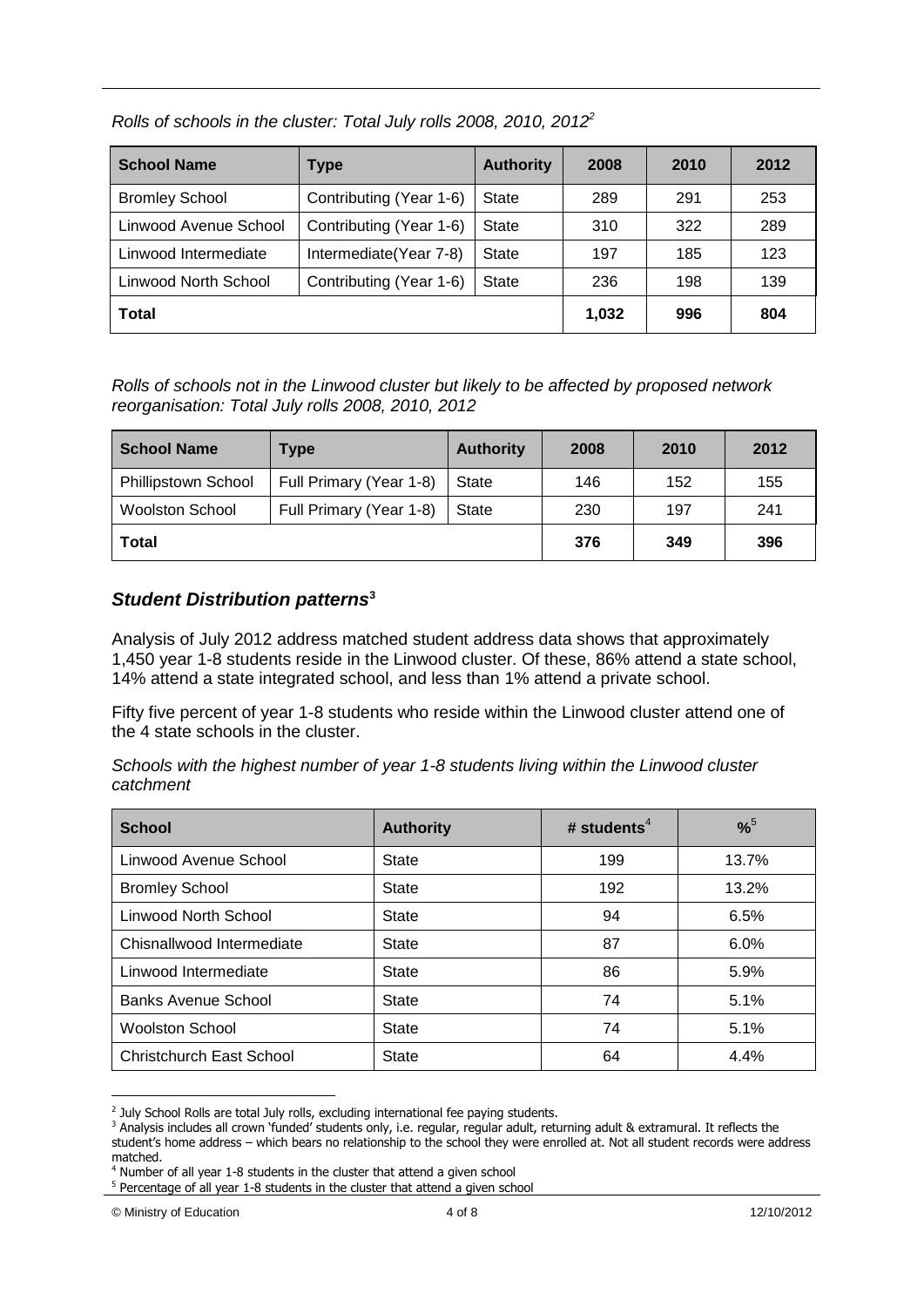*Rolls of schools in the cluster: Total July rolls 2008, 2010, 2012*[2]

| School Name | Type | Authority | 2008 | 2010 | 2012 |
|---|---|---|---|---|---|
| Bromley School | Contributing (Year 1-6) | State | 289 | 291 | 253 |
| Linwood Avenue School | Contributing (Year 1-6) | State | 310 | 322 | 289 |
| Linwood Intermediate | Intermediate(Year 7-8) | State | 197 | 185 | 123 |
| Linwood North School | Contributing (Year 1-6) | State | 236 | 198 | 139 |
| **Total** | | | **1,032** | **996** | **804** |

*Rolls of schools not in the Linwood cluster but likely to be affected by proposed network reorganisation: Total July rolls 2008, 2010, 2012*

| School Name | Type | Authority | 2008 | 2010 | 2012 |
|---|---|---|---|---|---|
| Phillipstown School | Full Primary (Year 1-8) | State | 146 | 152 | 155 |
| Woolston School | Full Primary (Year 1-8) | State | 230 | 197 | 241 |
| **Total** | | | **376** | **349** | **396** |

### *Student Distribution patterns*[3]

Analysis of July 2012 address matched student address data shows that approximately 1,450 year 1-8 students reside in the Linwood cluster. Of these, 86% attend a state school, 14% attend a state integrated school, and less than 1% attend a private school.

Fifty five percent of year 1-8 students who reside within the Linwood cluster attend one of the 4 state schools in the cluster.

*Schools with the highest number of year 1-8 students living within the Linwood cluster catchment*

| School | Authority | # students[4] | %[5] |
|---|---|---|---|
| Linwood Avenue School | State | 199 | 13.7% |
| Bromley School | State | 192 | 13.2% |
| Linwood North School | State | 94 | 6.5% |
| Chisnallwood Intermediate | State | 87 | 6.0% |
| Linwood Intermediate | State | 86 | 5.9% |
| Banks Avenue School | State | 74 | 5.1% |
| Woolston School | State | 74 | 5.1% |
| Christchurch East School | State | 64 | 4.4% |

[2] July School Rolls are total July rolls, excluding international fee paying students.

[3] Analysis includes all crown 'funded' students only, i.e. regular, regular adult, returning adult & extramural. It reflects the student's home address – which bears no relationship to the school they were enrolled at. Not all student records were address matched.

[4] Number of all year 1-8 students in the cluster that attend a given school

[5] Percentage of all year 1-8 students in the cluster that attend a given school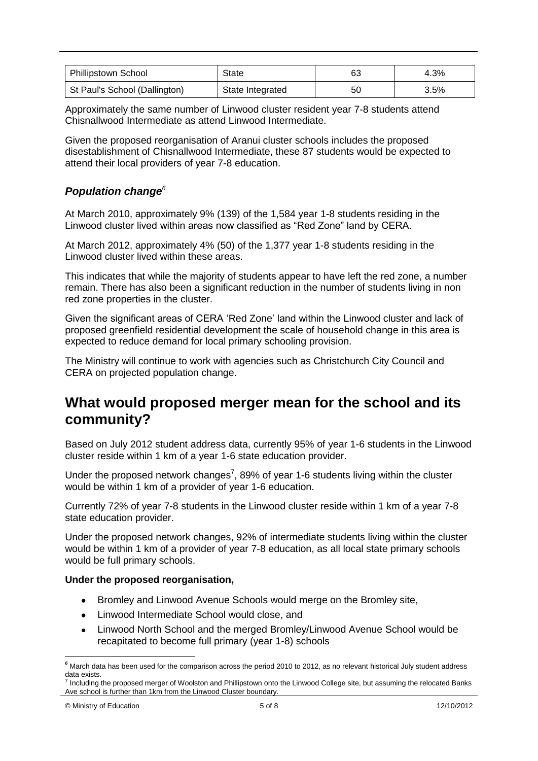| Phillipstown School | State | 63 | 4.3% |
| --- | --- | --- | --- |
| St Paul's School (Dallington) | State Integrated | 50 | 3.5% |

Approximately the same number of Linwood cluster resident year 7-8 students attend Chisnallwood Intermediate as attend Linwood Intermediate.

Given the proposed reorganisation of Aranui cluster schools includes the proposed disestablishment of Chisnallwood Intermediate, these 87 students would be expected to attend their local providers of year 7-8 education.

### *Population change*[6]

At March 2010, approximately 9% (139) of the 1,584 year 1-8 students residing in the Linwood cluster lived within areas now classified as "Red Zone" land by CERA.

At March 2012, approximately 4% (50) of the 1,377 year 1-8 students residing in the Linwood cluster lived within these areas.

This indicates that while the majority of students appear to have left the red zone, a number remain. There has also been a significant reduction in the number of students living in non red zone properties in the cluster.

Given the significant areas of CERA 'Red Zone' land within the Linwood cluster and lack of proposed greenfield residential development the scale of household change in this area is expected to reduce demand for local primary schooling provision.

The Ministry will continue to work with agencies such as Christchurch City Council and CERA on projected population change.

## What would proposed merger mean for the school and its community?

Based on July 2012 student address data, currently 95% of year 1-6 students in the Linwood cluster reside within 1 km of a year 1-6 state education provider.

Under the proposed network changes[7], 89% of year 1-6 students living within the cluster would be within 1 km of a provider of year 1-6 education.

Currently 72% of year 7-8 students in the Linwood cluster reside within 1 km of a year 7-8 state education provider.

Under the proposed network changes, 92% of intermediate students living within the cluster would be within 1 km of a provider of year 7-8 education, as all local state primary schools would be full primary schools.

**Under the proposed reorganisation,**

- Bromley and Linwood Avenue Schools would merge on the Bromley site,
- Linwood Intermediate School would close, and
- Linwood North School and the merged Bromley/Linwood Avenue School would be recapitated to become full primary (year 1-8) schools

[6] March data has been used for the comparison across the period 2010 to 2012, as no relevant historical July student address data exists.

[7] Including the proposed merger of Woolston and Phillipstown onto the Linwood College site, but assuming the relocated Banks Ave school is further than 1km from the Linwood Cluster boundary.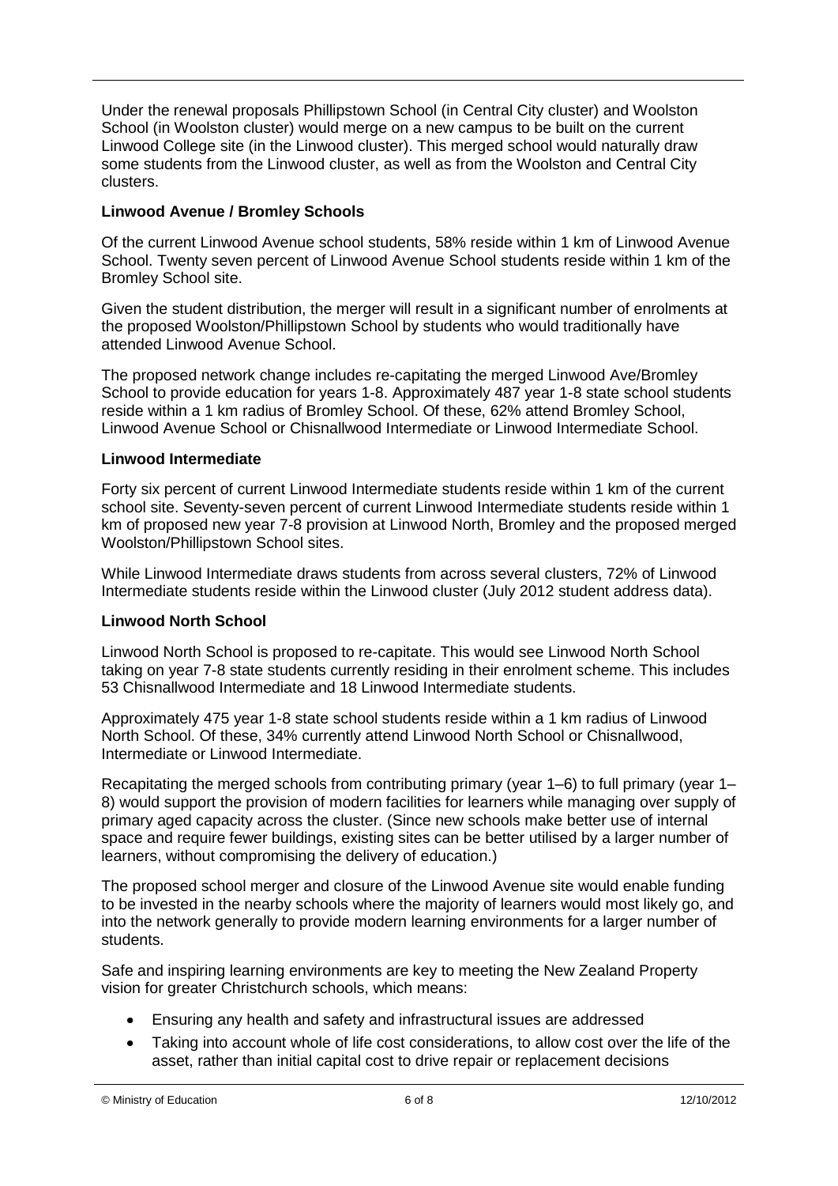Under the renewal proposals Phillipstown School (in Central City cluster) and Woolston School (in Woolston cluster) would merge on a new campus to be built on the current Linwood College site (in the Linwood cluster). This merged school would naturally draw some students from the Linwood cluster, as well as from the Woolston and Central City clusters.

**Linwood Avenue / Bromley Schools**

Of the current Linwood Avenue school students, 58% reside within 1 km of Linwood Avenue School. Twenty seven percent of Linwood Avenue School students reside within 1 km of the Bromley School site.

Given the student distribution, the merger will result in a significant number of enrolments at the proposed Woolston/Phillipstown School by students who would traditionally have attended Linwood Avenue School.

The proposed network change includes re-capitating the merged Linwood Ave/Bromley School to provide education for years 1-8. Approximately 487 year 1-8 state school students reside within a 1 km radius of Bromley School. Of these, 62% attend Bromley School, Linwood Avenue School or Chisnallwood Intermediate or Linwood Intermediate School.

**Linwood Intermediate**

Forty six percent of current Linwood Intermediate students reside within 1 km of the current school site. Seventy-seven percent of current Linwood Intermediate students reside within 1 km of proposed new year 7-8 provision at Linwood North, Bromley and the proposed merged Woolston/Phillipstown School sites.

While Linwood Intermediate draws students from across several clusters, 72% of Linwood Intermediate students reside within the Linwood cluster (July 2012 student address data).

**Linwood North School**

Linwood North School is proposed to re-capitate. This would see Linwood North School taking on year 7-8 state students currently residing in their enrolment scheme. This includes 53 Chisnallwood Intermediate and 18 Linwood Intermediate students.

Approximately 475 year 1-8 state school students reside within a 1 km radius of Linwood North School. Of these, 34% currently attend Linwood North School or Chisnallwood, Intermediate or Linwood Intermediate.

Recapitating the merged schools from contributing primary (year 1–6) to full primary (year 1–8) would support the provision of modern facilities for learners while managing over supply of primary aged capacity across the cluster. (Since new schools make better use of internal space and require fewer buildings, existing sites can be better utilised by a larger number of learners, without compromising the delivery of education.)

The proposed school merger and closure of the Linwood Avenue site would enable funding to be invested in the nearby schools where the majority of learners would most likely go, and into the network generally to provide modern learning environments for a larger number of students.

Safe and inspiring learning environments are key to meeting the New Zealand Property vision for greater Christchurch schools, which means:

- Ensuring any health and safety and infrastructural issues are addressed
- Taking into account whole of life cost considerations, to allow cost over the life of the asset, rather than initial capital cost to drive repair or replacement decisions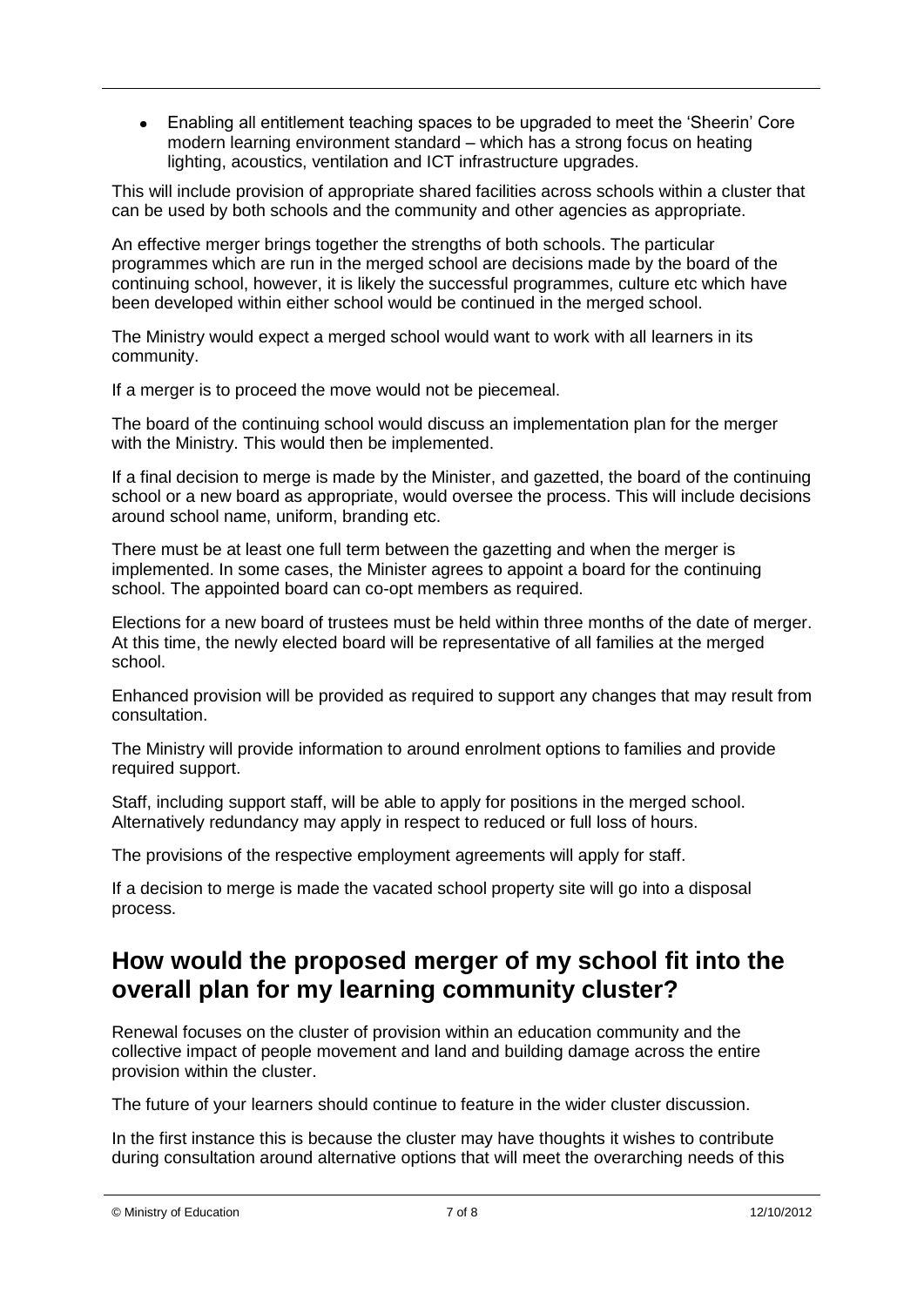- Enabling all entitlement teaching spaces to be upgraded to meet the 'Sheerin' Core modern learning environment standard – which has a strong focus on heating lighting, acoustics, ventilation and ICT infrastructure upgrades.

This will include provision of appropriate shared facilities across schools within a cluster that can be used by both schools and the community and other agencies as appropriate.

An effective merger brings together the strengths of both schools. The particular programmes which are run in the merged school are decisions made by the board of the continuing school, however, it is likely the successful programmes, culture etc which have been developed within either school would be continued in the merged school.

The Ministry would expect a merged school would want to work with all learners in its community.

If a merger is to proceed the move would not be piecemeal.

The board of the continuing school would discuss an implementation plan for the merger with the Ministry. This would then be implemented.

If a final decision to merge is made by the Minister, and gazetted, the board of the continuing school or a new board as appropriate, would oversee the process. This will include decisions around school name, uniform, branding etc.

There must be at least one full term between the gazetting and when the merger is implemented. In some cases, the Minister agrees to appoint a board for the continuing school. The appointed board can co-opt members as required.

Elections for a new board of trustees must be held within three months of the date of merger. At this time, the newly elected board will be representative of all families at the merged school.

Enhanced provision will be provided as required to support any changes that may result from consultation.

The Ministry will provide information to around enrolment options to families and provide required support.

Staff, including support staff, will be able to apply for positions in the merged school. Alternatively redundancy may apply in respect to reduced or full loss of hours.

The provisions of the respective employment agreements will apply for staff.

If a decision to merge is made the vacated school property site will go into a disposal process.

## How would the proposed merger of my school fit into the overall plan for my learning community cluster?

Renewal focuses on the cluster of provision within an education community and the collective impact of people movement and land and building damage across the entire provision within the cluster.

The future of your learners should continue to feature in the wider cluster discussion.

In the first instance this is because the cluster may have thoughts it wishes to contribute during consultation around alternative options that will meet the overarching needs of this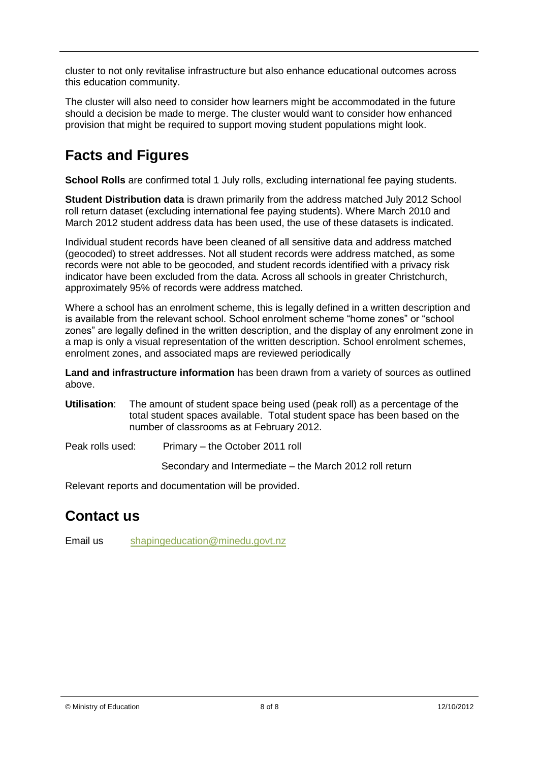cluster to not only revitalise infrastructure but also enhance educational outcomes across this education community.

The cluster will also need to consider how learners might be accommodated in the future should a decision be made to merge. The cluster would want to consider how enhanced provision that might be required to support moving student populations might look.

## Facts and Figures

**School Rolls** are confirmed total 1 July rolls, excluding international fee paying students.

**Student Distribution data** is drawn primarily from the address matched July 2012 School roll return dataset (excluding international fee paying students). Where March 2010 and March 2012 student address data has been used, the use of these datasets is indicated.

Individual student records have been cleaned of all sensitive data and address matched (geocoded) to street addresses. Not all student records were address matched, as some records were not able to be geocoded, and student records identified with a privacy risk indicator have been excluded from the data. Across all schools in greater Christchurch, approximately 95% of records were address matched.

Where a school has an enrolment scheme, this is legally defined in a written description and is available from the relevant school. School enrolment scheme "home zones" or "school zones" are legally defined in the written description, and the display of any enrolment zone in a map is only a visual representation of the written description. School enrolment schemes, enrolment zones, and associated maps are reviewed periodically

**Land and infrastructure information** has been drawn from a variety of sources as outlined above.

**Utilisation**: The amount of student space being used (peak roll) as a percentage of the total student spaces available. Total student space has been based on the number of classrooms as at February 2012.

Peak rolls used: Primary – the October 2011 roll

Secondary and Intermediate – the March 2012 roll return

Relevant reports and documentation will be provided.

## Contact us

Email us shapingeducation@minedu.govt.nz